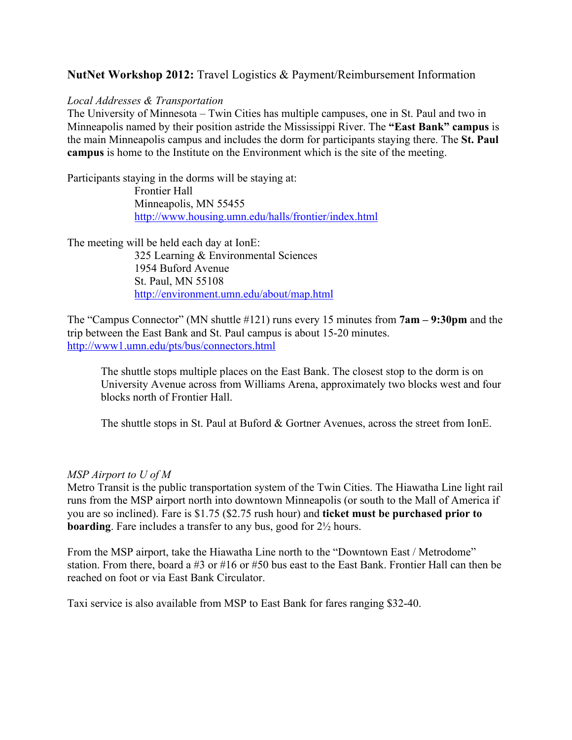# **NutNet Workshop 2012:** Travel Logistics & Payment/Reimbursement Information

*Local Addresses & Transportation*

The University of Minnesota – Twin Cities has multiple campuses, one in St. Paul and two in Minneapolis named by their position astride the Mississippi River. The **"East Bank" campus** is the main Minneapolis campus and includes the dorm for participants staying there. The **St. Paul campus** is home to the Institute on the Environment which is the site of the meeting.

Participants staying in the dorms will be staying at:

> Frontier Hall
> Minneapolis, MN 55455
> http://www.housing.umn.edu/halls/frontier/index.html

The meeting will be held each day at IonE:

> 325 Learning & Environmental Sciences
> 1954 Buford Avenue
> St. Paul, MN 55108
> http://environment.umn.edu/about/map.html

The "Campus Connector" (MN shuttle #121) runs every 15 minutes from **7am – 9:30pm** and the trip between the East Bank and St. Paul campus is about 15-20 minutes.
http://www1.umn.edu/pts/bus/connectors.html

> The shuttle stops multiple places on the East Bank. The closest stop to the dorm is on University Avenue across from Williams Arena, approximately two blocks west and four blocks north of Frontier Hall.
>
> The shuttle stops in St. Paul at Buford & Gortner Avenues, across the street from IonE.

*MSP Airport to U of M*

Metro Transit is the public transportation system of the Twin Cities. The Hiawatha Line light rail runs from the MSP airport north into downtown Minneapolis (or south to the Mall of America if you are so inclined). Fare is $1.75 ($2.75 rush hour) and **ticket must be purchased prior to boarding**. Fare includes a transfer to any bus, good for 2½ hours.

From the MSP airport, take the Hiawatha Line north to the "Downtown East / Metrodome" station. From there, board a #3 or #16 or #50 bus east to the East Bank. Frontier Hall can then be reached on foot or via East Bank Circulator.

Taxi service is also available from MSP to East Bank for fares ranging $32-40.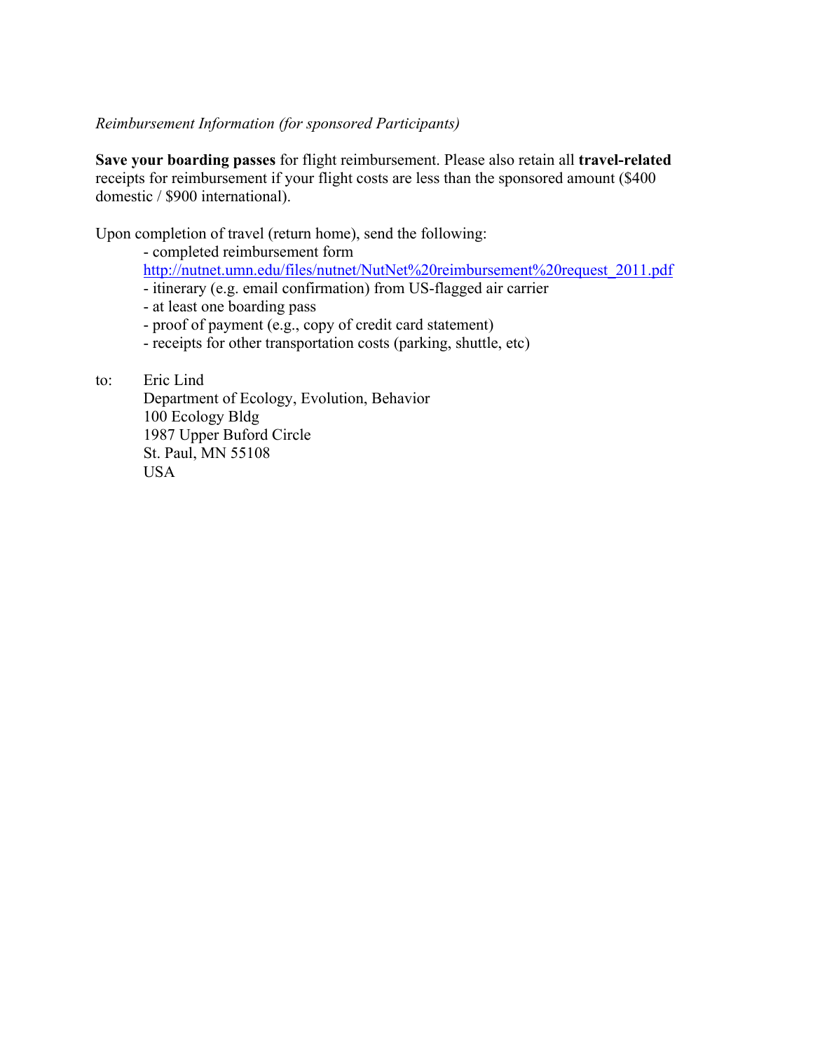*Reimbursement Information (for sponsored Participants)*

**Save your boarding passes** for flight reimbursement. Please also retain all **travel-related** receipts for reimbursement if your flight costs are less than the sponsored amount ($400 domestic / $900 international).

Upon completion of travel (return home), send the following:

- completed reimbursement form
  http://nutnet.umn.edu/files/nutnet/NutNet%20reimbursement%20request_2011.pdf
- itinerary (e.g. email confirmation) from US-flagged air carrier
- at least one boarding pass
- proof of payment (e.g., copy of credit card statement)
- receipts for other transportation costs (parking, shuttle, etc)

to: Eric Lind
Department of Ecology, Evolution, Behavior
100 Ecology Bldg
1987 Upper Buford Circle
St. Paul, MN 55108
USA